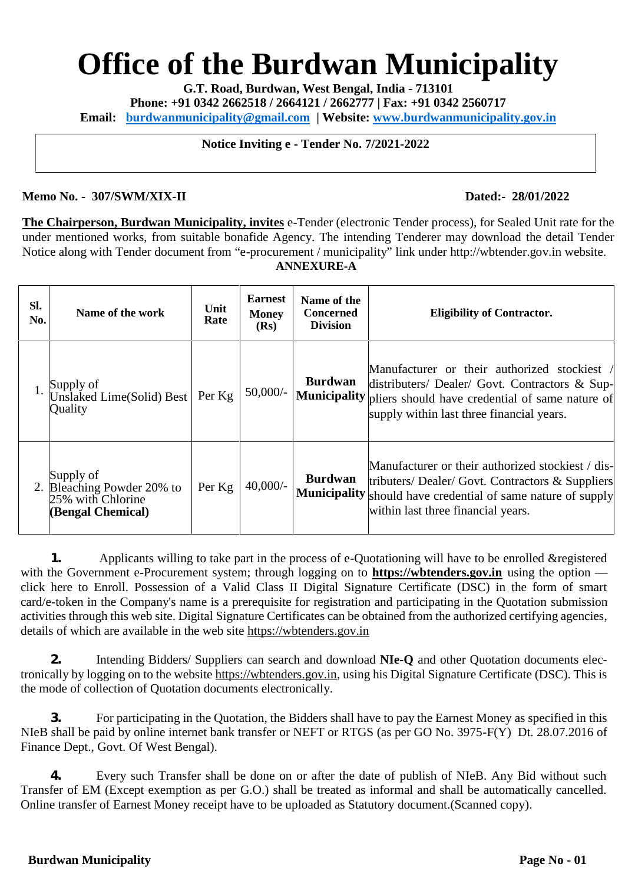# Office of the Burdwan Municipality

**G.T. Road, Burdwan, West Bengal, India - 713101**
**Phone: +91 0342 2662518 / 2664121 / 2662777 | Fax: +91 0342 2560717**
**Email: burdwanmunicipality@gmail.com | Website: www.burdwanmunicipality.gov.in**

**Notice Inviting e - Tender No. 7/2021-2022**

**Memo No. - 307/SWM/XIX-II** **Dated:- 28/01/2022**

**The Chairperson, Burdwan Municipality, invites** e-Tender (electronic Tender process), for Sealed Unit rate for the under mentioned works, from suitable bonafide Agency. The intending Tenderer may download the detail Tender Notice along with Tender document from "e-procurement / municipality" link under http://wbtender.gov.in website.

**ANNEXURE-A**

| Sl. No. | Name of the work | Unit Rate | Earnest Money (Rs) | Name of the Concerned Division | Eligibility of Contractor. |
|---|---|---|---|---|---|
| 1. | Supply of Unslaked Lime(Solid) Best Quality | Per Kg | 50,000/- | **Burdwan Municipality** | Manufacturer or their authorized stockiest / distributers/ Dealer/ Govt. Contractors & Suppliers should have credential of same nature of supply within last three financial years. |
| 2. | Supply of Bleaching Powder 20% to 25% with Chlorine **(Bengal Chemical)** | Per Kg | 40,000/- | **Burdwan Municipality** | Manufacturer or their authorized stockiest / distributers/ Dealer/ Govt. Contractors & Suppliers should have credential of same nature of supply within last three financial years. |

**1.** Applicants willing to take part in the process of e-Quotationing will have to be enrolled &registered with the Government e-Procurement system; through logging on to **https://wbtenders.gov.in** using the option — click here to Enroll. Possession of a Valid Class II Digital Signature Certificate (DSC) in the form of smart card/e-token in the Company's name is a prerequisite for registration and participating in the Quotation submission activities through this web site. Digital Signature Certificates can be obtained from the authorized certifying agencies, details of which are available in the web site https://wbtenders.gov.in

**2.** Intending Bidders/ Suppliers can search and download **NIe-Q** and other Quotation documents electronically by logging on to the website https://wbtenders.gov.in, using his Digital Signature Certificate (DSC). This is the mode of collection of Quotation documents electronically.

**3.** For participating in the Quotation, the Bidders shall have to pay the Earnest Money as specified in this NIeB shall be paid by online internet bank transfer or NEFT or RTGS (as per GO No. 3975-F(Y) Dt. 28.07.2016 of Finance Dept., Govt. Of West Bengal).

**4.** Every such Transfer shall be done on or after the date of publish of NIeB. Any Bid without such Transfer of EM (Except exemption as per G.O.) shall be treated as informal and shall be automatically cancelled. Online transfer of Earnest Money receipt have to be uploaded as Statutory document.(Scanned copy).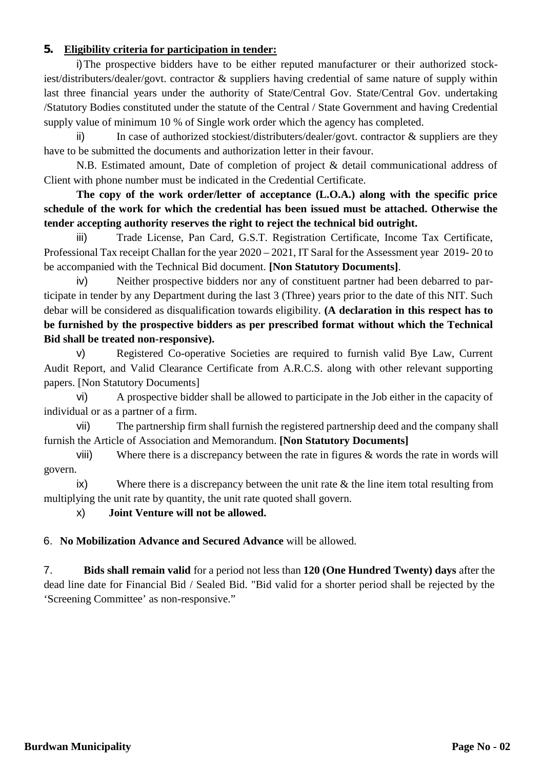**5. Eligibility criteria for participation in tender:**

i) The prospective bidders have to be either reputed manufacturer or their authorized stockiest/distributers/dealer/govt. contractor & suppliers having credential of same nature of supply within last three financial years under the authority of State/Central Gov. State/Central Gov. undertaking /Statutory Bodies constituted under the statute of the Central / State Government and having Credential supply value of minimum 10 % of Single work order which the agency has completed.

ii) In case of authorized stockiest/distributers/dealer/govt. contractor & suppliers are they have to be submitted the documents and authorization letter in their favour.

N.B. Estimated amount, Date of completion of project & detail communicational address of Client with phone number must be indicated in the Credential Certificate.

**The copy of the work order/letter of acceptance (L.O.A.) along with the specific price schedule of the work for which the credential has been issued must be attached. Otherwise the tender accepting authority reserves the right to reject the technical bid outright.**

iii) Trade License, Pan Card, G.S.T. Registration Certificate, Income Tax Certificate, Professional Tax receipt Challan for the year 2020 – 2021, IT Saral for the Assessment year 2019- 20 to be accompanied with the Technical Bid document. **[Non Statutory Documents]**.

iv) Neither prospective bidders nor any of constituent partner had been debarred to participate in tender by any Department during the last 3 (Three) years prior to the date of this NIT. Such debar will be considered as disqualification towards eligibility. **(A declaration in this respect has to be furnished by the prospective bidders as per prescribed format without which the Technical Bid shall be treated non-responsive).**

v) Registered Co-operative Societies are required to furnish valid Bye Law, Current Audit Report, and Valid Clearance Certificate from A.R.C.S. along with other relevant supporting papers. [Non Statutory Documents]

vi) A prospective bidder shall be allowed to participate in the Job either in the capacity of individual or as a partner of a firm.

vii) The partnership firm shall furnish the registered partnership deed and the company shall furnish the Article of Association and Memorandum. **[Non Statutory Documents]**

viii) Where there is a discrepancy between the rate in figures & words the rate in words will govern.

ix) Where there is a discrepancy between the unit rate & the line item total resulting from multiplying the unit rate by quantity, the unit rate quoted shall govern.

x) **Joint Venture will not be allowed.**

6. **No Mobilization Advance and Secured Advance** will be allowed.

7. **Bids shall remain valid** for a period not less than **120 (One Hundred Twenty) days** after the dead line date for Financial Bid / Sealed Bid. "Bid valid for a shorter period shall be rejected by the 'Screening Committee' as non-responsive."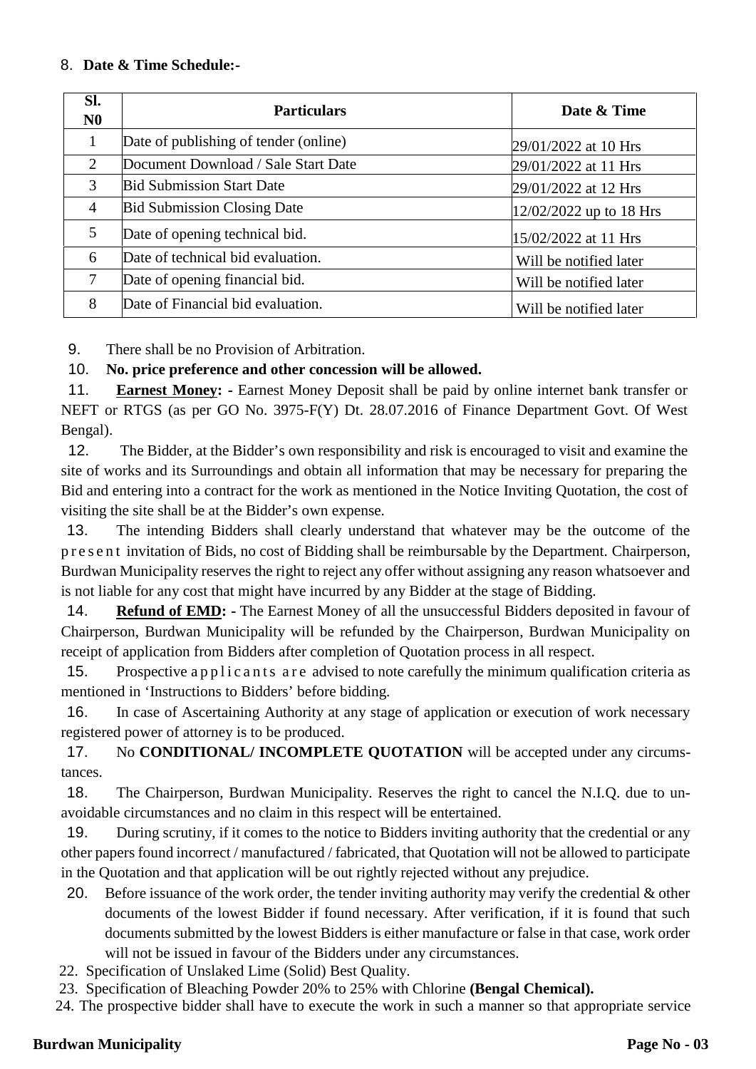8. **Date & Time Schedule:-**

| Sl. N0 | Particulars | Date & Time |
|---|---|---|
| 1 | Date of publishing of tender (online) | 29/01/2022 at 10 Hrs |
| 2 | Document Download / Sale Start Date | 29/01/2022 at 11 Hrs |
| 3 | Bid Submission Start Date | 29/01/2022 at 12 Hrs |
| 4 | Bid Submission Closing Date | 12/02/2022 up to 18 Hrs |
| 5 | Date of opening technical bid. | 15/02/2022 at 11 Hrs |
| 6 | Date of technical bid evaluation. | Will be notified later |
| 7 | Date of opening financial bid. | Will be notified later |
| 8 | Date of Financial bid evaluation. | Will be notified later |

9. There shall be no Provision of Arbitration.

10. **No. price preference and other concession will be allowed.**

11. **Earnest Money: -** Earnest Money Deposit shall be paid by online internet bank transfer or NEFT or RTGS (as per GO No. 3975-F(Y) Dt. 28.07.2016 of Finance Department Govt. Of West Bengal).

12. The Bidder, at the Bidder's own responsibility and risk is encouraged to visit and examine the site of works and its Surroundings and obtain all information that may be necessary for preparing the Bid and entering into a contract for the work as mentioned in the Notice Inviting Quotation, the cost of visiting the site shall be at the Bidder's own expense.

13. The intending Bidders shall clearly understand that whatever may be the outcome of the present invitation of Bids, no cost of Bidding shall be reimbursable by the Department. Chairperson, Burdwan Municipality reserves the right to reject any offer without assigning any reason whatsoever and is not liable for any cost that might have incurred by any Bidder at the stage of Bidding.

14. **Refund of EMD: -** The Earnest Money of all the unsuccessful Bidders deposited in favour of Chairperson, Burdwan Municipality will be refunded by the Chairperson, Burdwan Municipality on receipt of application from Bidders after completion of Quotation process in all respect.

15. Prospective applicants are advised to note carefully the minimum qualification criteria as mentioned in 'Instructions to Bidders' before bidding.

16. In case of Ascertaining Authority at any stage of application or execution of work necessary registered power of attorney is to be produced.

17. No **CONDITIONAL/ INCOMPLETE QUOTATION** will be accepted under any circumstances.

18. The Chairperson, Burdwan Municipality. Reserves the right to cancel the N.I.Q. due to unavoidable circumstances and no claim in this respect will be entertained.

19. During scrutiny, if it comes to the notice to Bidders inviting authority that the credential or any other papers found incorrect / manufactured / fabricated, that Quotation will not be allowed to participate in the Quotation and that application will be out rightly rejected without any prejudice.

20. Before issuance of the work order, the tender inviting authority may verify the credential & other documents of the lowest Bidder if found necessary. After verification, if it is found that such documents submitted by the lowest Bidders is either manufacture or false in that case, work order will not be issued in favour of the Bidders under any circumstances.

22. Specification of Unslaked Lime (Solid) Best Quality.

23. Specification of Bleaching Powder 20% to 25% with Chlorine **(Bengal Chemical).**

24. The prospective bidder shall have to execute the work in such a manner so that appropriate service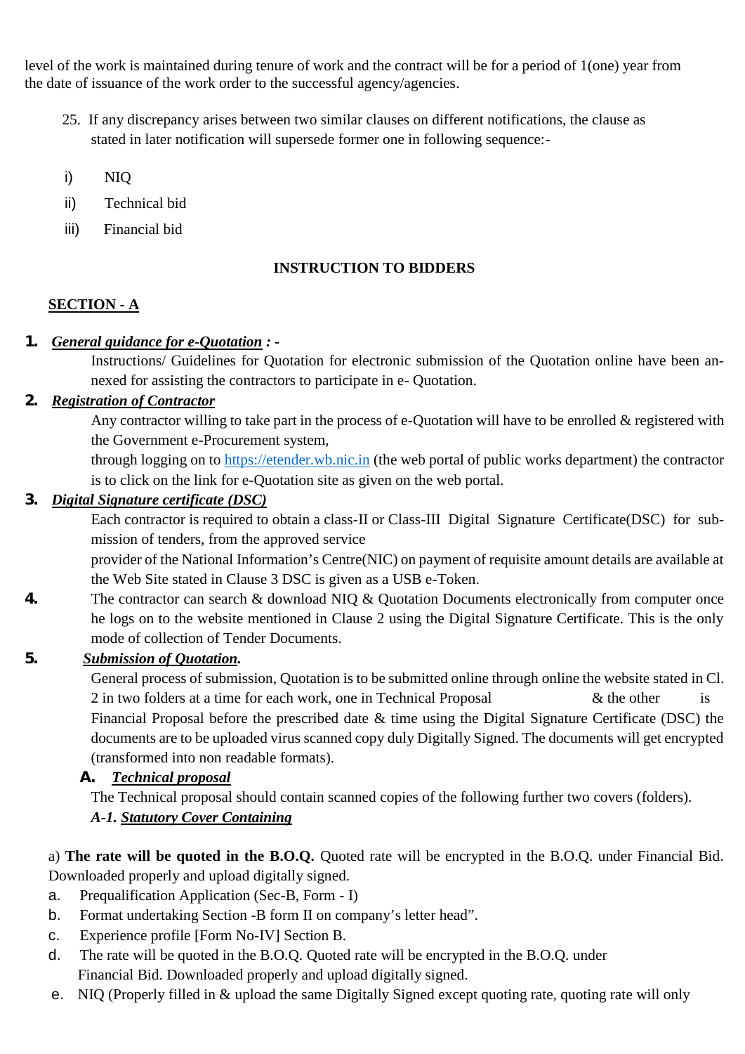level of the work is maintained during tenure of work and the contract will be for a period of 1(one) year from the date of issuance of the work order to the successful agency/agencies.

25. If any discrepancy arises between two similar clauses on different notifications, the clause as stated in later notification will supersede former one in following sequence:-

   i) NIQ
   ii) Technical bid
   iii) Financial bid

## INSTRUCTION TO BIDDERS

### SECTION - A

**1.** ***General guidance for e-Quotation*** ***: -***

Instructions/ Guidelines for Quotation for electronic submission of the Quotation online have been annexed for assisting the contractors to participate in e- Quotation.

**2.** ***Registration of Contractor***

Any contractor willing to take part in the process of e-Quotation will have to be enrolled & registered with the Government e-Procurement system,

through logging on to https://etender.wb.nic.in (the web portal of public works department) the contractor is to click on the link for e-Quotation site as given on the web portal.

**3.** ***Digital Signature certificate (DSC)***

Each contractor is required to obtain a class-II or Class-III Digital Signature Certificate(DSC) for submission of tenders, from the approved service

provider of the National Information's Centre(NIC) on payment of requisite amount details are available at the Web Site stated in Clause 3 DSC is given as a USB e-Token.

**4.** The contractor can search & download NIQ & Quotation Documents electronically from computer once he logs on to the website mentioned in Clause 2 using the Digital Signature Certificate. This is the only mode of collection of Tender Documents.

**5.** ***Submission of Quotation.***

General process of submission, Quotation is to be submitted online through online the website stated in Cl. 2 in two folders at a time for each work, one in Technical Proposal & the other is Financial Proposal before the prescribed date & time using the Digital Signature Certificate (DSC) the documents are to be uploaded virus scanned copy duly Digitally Signed. The documents will get encrypted (transformed into non readable formats).

**A.** ***Technical proposal***

The Technical proposal should contain scanned copies of the following further two covers (folders).

***A-1. Statutory Cover Containing***

a) **The rate will be quoted in the B.O.Q.** Quoted rate will be encrypted in the B.O.Q. under Financial Bid. Downloaded properly and upload digitally signed.

a. Prequalification Application (Sec-B, Form - I)
b. Format undertaking Section -B form II on company's letter head".
c. Experience profile [Form No-IV] Section B.
d. The rate will be quoted in the B.O.Q. Quoted rate will be encrypted in the B.O.Q. under Financial Bid. Downloaded properly and upload digitally signed.
e. NIQ (Properly filled in & upload the same Digitally Signed except quoting rate, quoting rate will only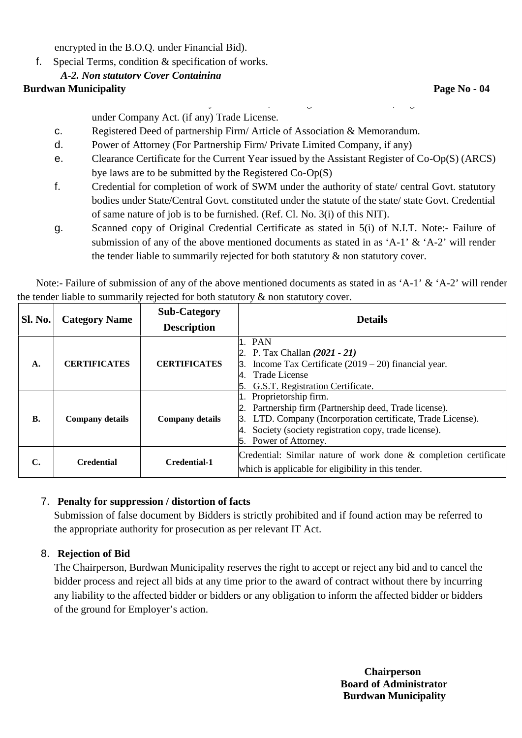encrypted in the B.O.Q. under Financial Bid).

f. Special Terms, condition & specification of works.

*A-2. Non statutory Cover Containing*

under Company Act. (if any) Trade License.

c. Registered Deed of partnership Firm/ Article of Association & Memorandum.

d. Power of Attorney (For Partnership Firm/ Private Limited Company, if any)

e. Clearance Certificate for the Current Year issued by the Assistant Register of Co-Op(S) (ARCS) bye laws are to be submitted by the Registered Co-Op(S)

f. Credential for completion of work of SWM under the authority of state/ central Govt. statutory bodies under State/Central Govt. constituted under the statute of the state/ state Govt. Credential of same nature of job is to be furnished. (Ref. Cl. No. 3(i) of this NIT).

g. Scanned copy of Original Credential Certificate as stated in 5(i) of N.I.T. Note:- Failure of submission of any of the above mentioned documents as stated in as 'A-1' & 'A-2' will render the tender liable to summarily rejected for both statutory & non statutory cover.

Note:- Failure of submission of any of the above mentioned documents as stated in as 'A-1' & 'A-2' will render the tender liable to summarily rejected for both statutory & non statutory cover.

| Sl. No. | Category Name | Sub-Category Description | Details |
|---|---|---|---|
| A. | CERTIFICATES | CERTIFICATES | 1. PAN<br>2. P. Tax Challan ***(2021 - 21)***<br>3. Income Tax Certificate (2019 – 20) financial year.<br>4. Trade License<br>5. G.S.T. Registration Certificate. |
| B. | Company details | Company details | 1. Proprietorship firm.<br>2. Partnership firm (Partnership deed, Trade license).<br>3. LTD. Company (Incorporation certificate, Trade License).<br>4. Society (society registration copy, trade license).<br>5. Power of Attorney. |
| C. | Credential | Credential-1 | Credential: Similar nature of work done & completion certificate which is applicable for eligibility in this tender. |

7. **Penalty for suppression / distortion of facts**

Submission of false document by Bidders is strictly prohibited and if found action may be referred to the appropriate authority for prosecution as per relevant IT Act.

8. **Rejection of Bid**

The Chairperson, Burdwan Municipality reserves the right to accept or reject any bid and to cancel the bidder process and reject all bids at any time prior to the award of contract without there by incurring any liability to the affected bidder or bidders or any obligation to inform the affected bidder or bidders of the ground for Employer's action.

**Chairperson**
**Board of Administrator**
**Burdwan Municipality**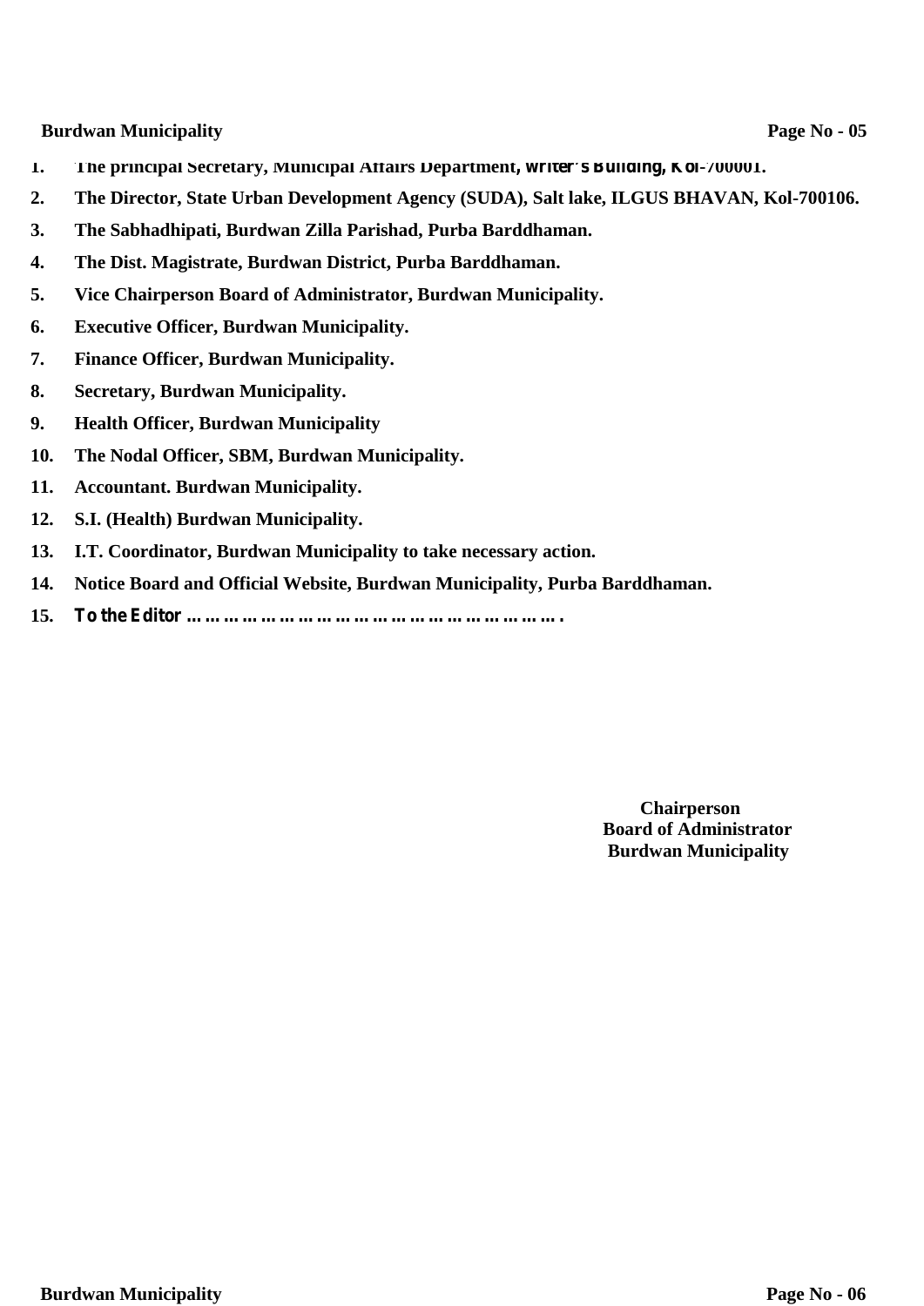1. The principal Secretary, Municipal Affairs Department, Writer's Building, Kol-700001.
2. The Director, State Urban Development Agency (SUDA), Salt lake, ILGUS BHAVAN, Kol-700106.
3. The Sabhadhipati, Burdwan Zilla Parishad, Purba Barddhaman.
4. The Dist. Magistrate, Burdwan District, Purba Barddhaman.
5. Vice Chairperson Board of Administrator, Burdwan Municipality.
6. Executive Officer, Burdwan Municipality.
7. Finance Officer, Burdwan Municipality.
8. Secretary, Burdwan Municipality.
9. Health Officer, Burdwan Municipality
10. The Nodal Officer, SBM, Burdwan Municipality.
11. Accountant. Burdwan Municipality.
12. S.I. (Health) Burdwan Municipality.
13. I.T. Coordinator, Burdwan Municipality to take necessary action.
14. Notice Board and Official Website, Burdwan Municipality, Purba Barddhaman.
15. To the Editor …………………………………………………………….

**Chairperson**
**Board of Administrator**
**Burdwan Municipality**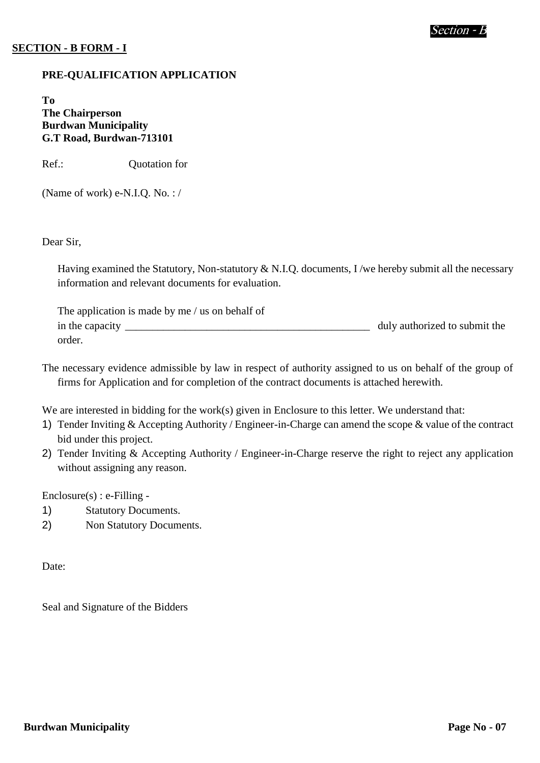**SECTION - B FORM - I**

**PRE-QUALIFICATION APPLICATION**

**To**
**The Chairperson**
**Burdwan Municipality**
**G.T Road, Burdwan-713101**

Ref.: Quotation for

(Name of work) e-N.I.Q. No. : /

Dear Sir,

Having examined the Statutory, Non-statutory & N.I.Q. documents, I /we hereby submit all the necessary information and relevant documents for evaluation.

The application is made by me / us on behalf of
in the capacity _______________________________________________ duly authorized to submit the order.

The necessary evidence admissible by law in respect of authority assigned to us on behalf of the group of firms for Application and for completion of the contract documents is attached herewith.

We are interested in bidding for the work(s) given in Enclosure to this letter. We understand that:

1) Tender Inviting & Accepting Authority / Engineer-in-Charge can amend the scope & value of the contract bid under this project.
2) Tender Inviting & Accepting Authority / Engineer-in-Charge reserve the right to reject any application without assigning any reason.

Enclosure(s) : e-Filling -

1) Statutory Documents.
2) Non Statutory Documents.

Date:

Seal and Signature of the Bidders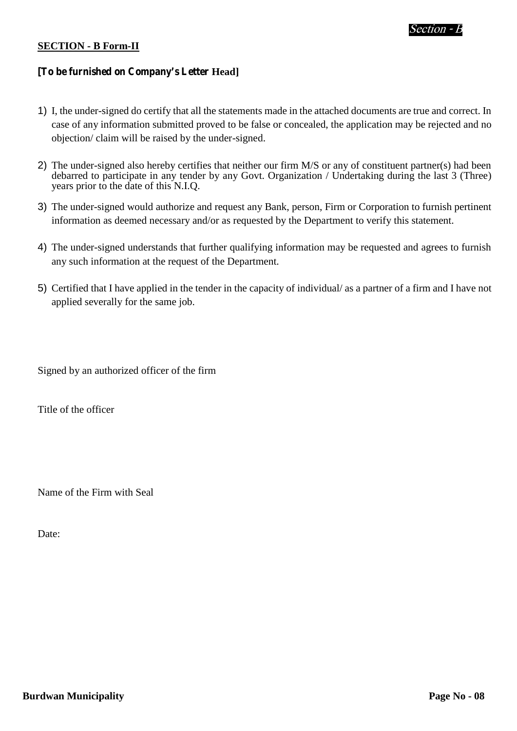**SECTION - B Form-II**

**[To be furnished on Company's Letter Head]**

1) I, the under-signed do certify that all the statements made in the attached documents are true and correct. In case of any information submitted proved to be false or concealed, the application may be rejected and no objection/ claim will be raised by the under-signed.

2) The under-signed also hereby certifies that neither our firm M/S or any of constituent partner(s) had been debarred to participate in any tender by any Govt. Organization / Undertaking during the last 3 (Three) years prior to the date of this N.I.Q.

3) The under-signed would authorize and request any Bank, person, Firm or Corporation to furnish pertinent information as deemed necessary and/or as requested by the Department to verify this statement.

4) The under-signed understands that further qualifying information may be requested and agrees to furnish any such information at the request of the Department.

5) Certified that I have applied in the tender in the capacity of individual/ as a partner of a firm and I have not applied severally for the same job.

Signed by an authorized officer of the firm

Title of the officer

Name of the Firm with Seal

Date: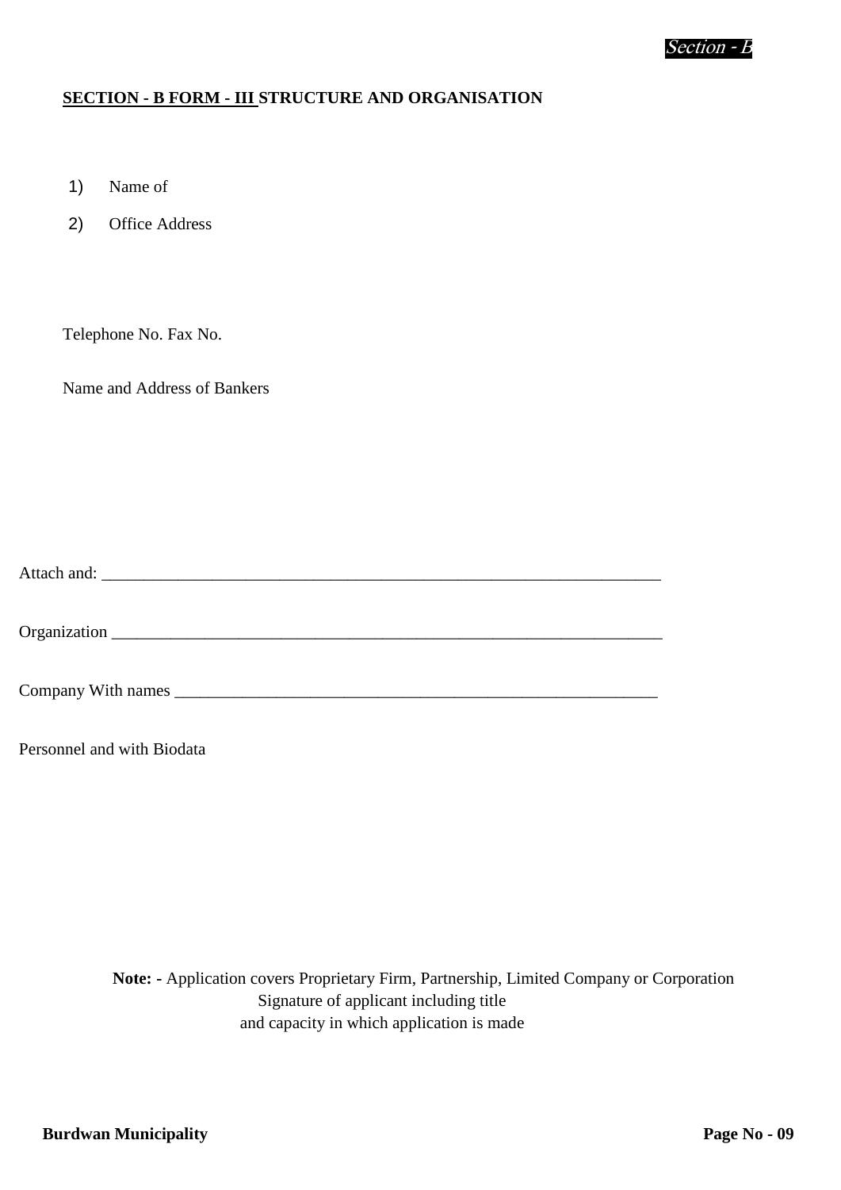## SECTION - B FORM - III STRUCTURE AND ORGANISATION

1) Name of

2) Office Address

Telephone No. Fax No.

Name and Address of Bankers

Attach and: ______________________________________________________________________

Organization ______________________________________________________________________

Company With names ___________________________________________________________

Personnel and with Biodata

**Note: -** Application covers Proprietary Firm, Partnership, Limited Company or Corporation

Signature of applicant including title
and capacity in which application is made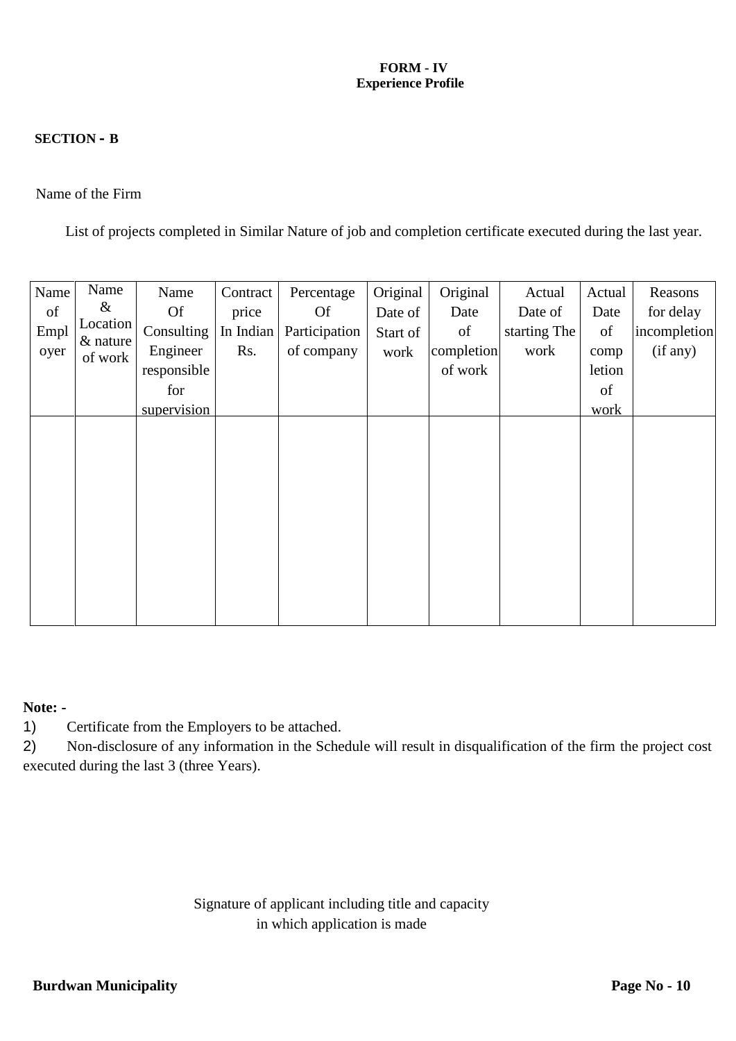**FORM - IV**
**Experience Profile**

**SECTION - B**

Name of the Firm

List of projects completed in Similar Nature of job and completion certificate executed during the last year.

| Name of Employer | Name & Location & nature of work | Name Of Consulting Engineer responsible for supervision | Contract price In Indian Rs. | Percentage Of Participation of company | Original Date of Start of work | Original Date of completion of work | Actual Date of starting The work | Actual Date of completion of work | Reasons for delay incompletion (if any) |
|---|---|---|---|---|---|---|---|---|---|
| | | | | | | | | | |

**Note: -**

1) Certificate from the Employers to be attached.

2) Non-disclosure of any information in the Schedule will result in disqualification of the firm the project cost executed during the last 3 (three Years).

Signature of applicant including title and capacity
in which application is made

**Burdwan Municipality**